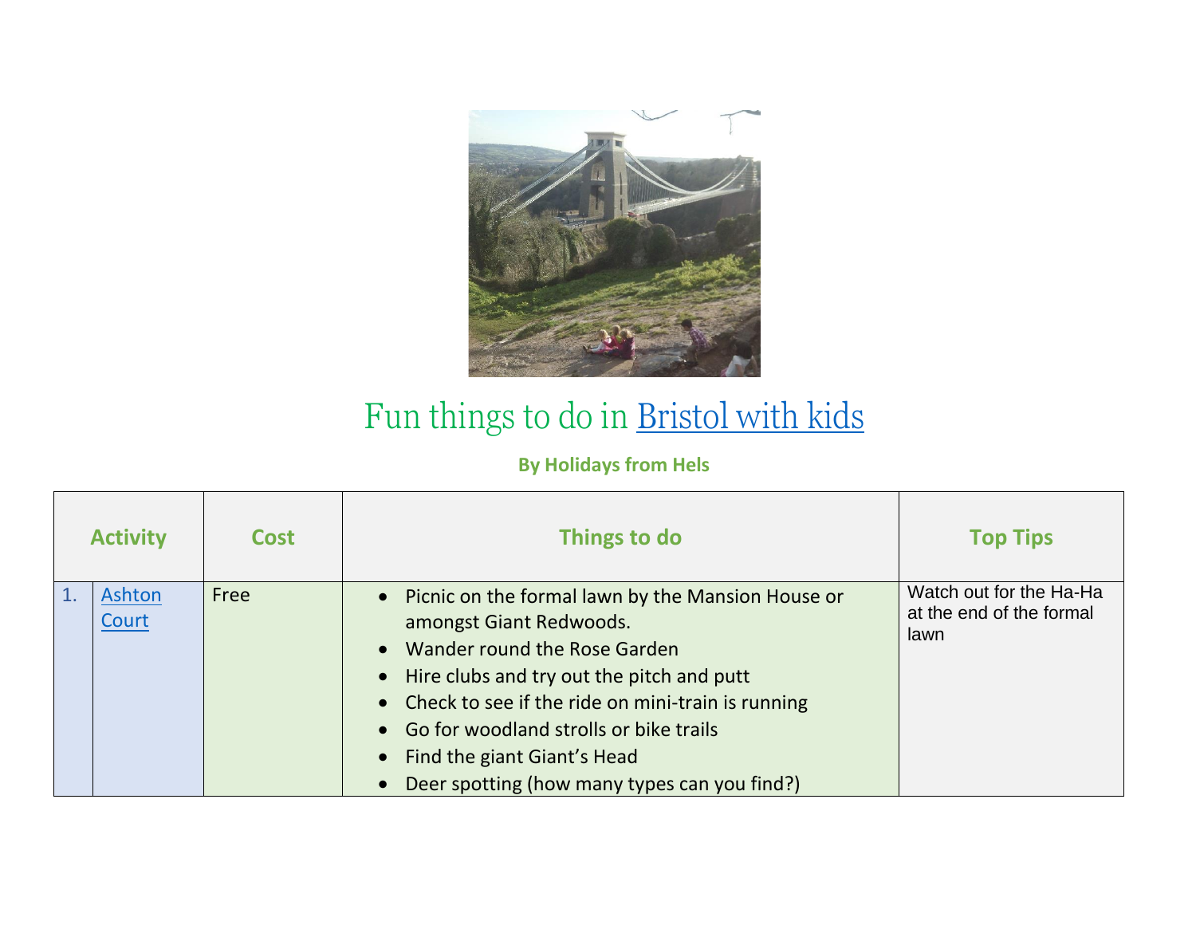# Fun things to do in Bristol with kids

**By Holidays from Hels**

| Activity | | Cost | Things to do | Top Tips |
|---|---|---|---|---|
| 1. | Ashton Court | Free | • Picnic on the formal lawn by the Mansion House or amongst Giant Redwoods.<br>• Wander round the Rose Garden<br>• Hire clubs and try out the pitch and putt<br>• Check to see if the ride on mini-train is running<br>• Go for woodland strolls or bike trails<br>• Find the giant Giant's Head<br>• Deer spotting (how many types can you find?) | Watch out for the Ha-Ha at the end of the formal lawn |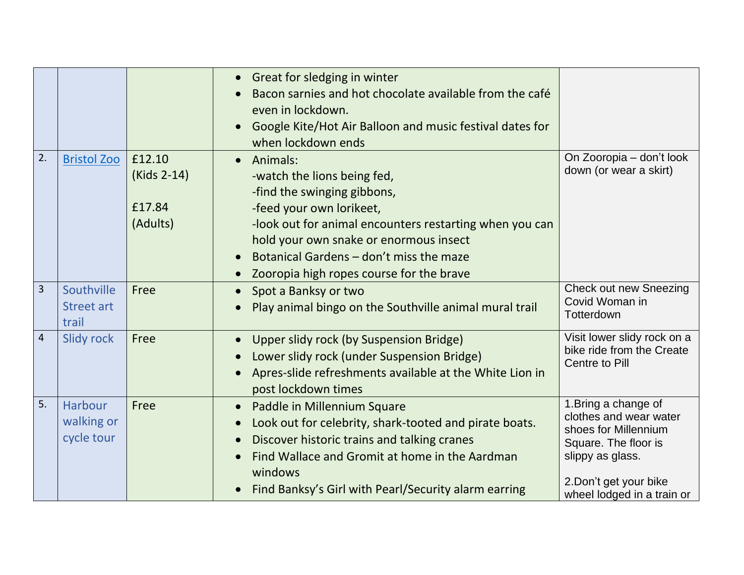| | | | | |
|---|---|---|---|---|
| | | | • Great for sledging in winter<br>• Bacon sarnies and hot chocolate available from the café even in lockdown.<br>• Google Kite/Hot Air Balloon and music festival dates for when lockdown ends | |
| 2. | Bristol Zoo | £12.10 (Kids 2-14)<br><br>£17.84 (Adults) | • Animals:<br>-watch the lions being fed,<br>-find the swinging gibbons,<br>-feed your own lorikeet,<br>-look out for animal encounters restarting when you can hold your own snake or enormous insect<br>• Botanical Gardens – don't miss the maze<br>• Zooropia high ropes course for the brave | On Zooropia – don't look down (or wear a skirt) |
| 3 | Southville Street art trail | Free | • Spot a Banksy or two<br>• Play animal bingo on the Southville animal mural trail | Check out new Sneezing Covid Woman in Totterdown |
| 4 | Slidy rock | Free | • Upper slidy rock (by Suspension Bridge)<br>• Lower slidy rock (under Suspension Bridge)<br>• Apres-slide refreshments available at the White Lion in post lockdown times | Visit lower slidy rock on a bike ride from the Create Centre to Pill |
| 5. | Harbour walking or cycle tour | Free | • Paddle in Millennium Square<br>• Look out for celebrity, shark-tooted and pirate boats.<br>• Discover historic trains and talking cranes<br>• Find Wallace and Gromit at home in the Aardman windows<br>• Find Banksy's Girl with Pearl/Security alarm earring | 1.Bring a change of clothes and wear water shoes for Millennium Square. The floor is slippy as glass.<br><br>2.Don't get your bike wheel lodged in a train or |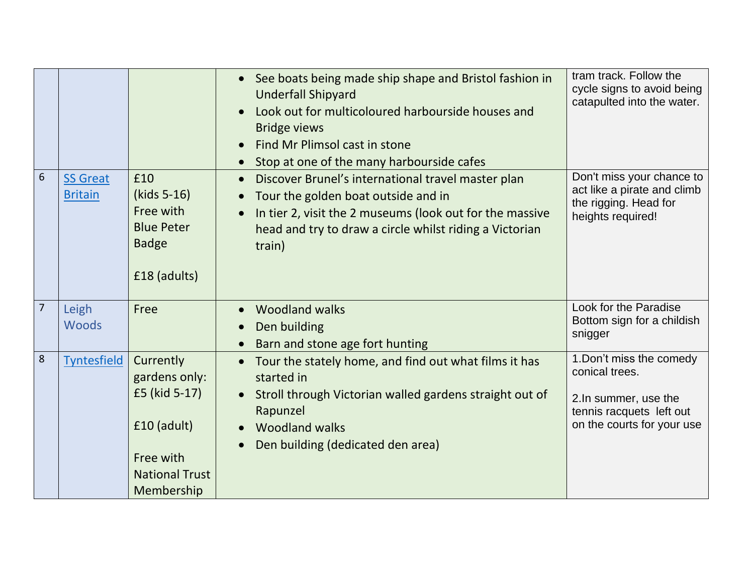| | | | | |
|---|---|---|---|---|
| | | | • See boats being made ship shape and Bristol fashion in Underfall Shipyard<br>• Look out for multicoloured harbourside houses and Bridge views<br>• Find Mr Plimsol cast in stone<br>• Stop at one of the many harbourside cafes | tram track. Follow the cycle signs to avoid being catapulted into the water. |
| 6 | SS Great Britain | £10 (kids 5-16) Free with Blue Peter Badge<br><br>£18 (adults) | • Discover Brunel's international travel master plan<br>• Tour the golden boat outside and in<br>• In tier 2, visit the 2 museums (look out for the massive head and try to draw a circle whilst riding a Victorian train) | Don't miss your chance to act like a pirate and climb the rigging. Head for heights required! |
| 7 | Leigh Woods | Free | • Woodland walks<br>• Den building<br>• Barn and stone age fort hunting | Look for the Paradise Bottom sign for a childish snigger |
| 8 | Tyntesfield | Currently gardens only: £5 (kid 5-17)<br><br>£10 (adult)<br><br>Free with National Trust Membership | • Tour the stately home, and find out what films it has started in<br>• Stroll through Victorian walled gardens straight out of Rapunzel<br>• Woodland walks<br>• Den building (dedicated den area) | 1.Don't miss the comedy conical trees.<br><br>2.In summer, use the tennis racquets left out on the courts for your use |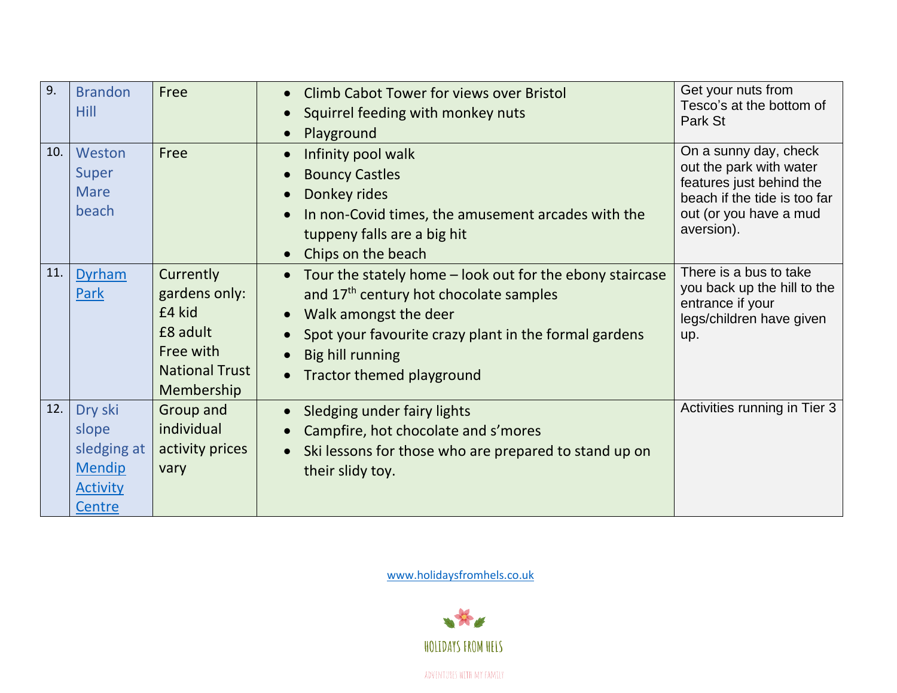| | | | | |
|---|---|---|---|---|
| 9. | Brandon Hill | Free | • Climb Cabot Tower for views over Bristol<br>• Squirrel feeding with monkey nuts<br>• Playground | Get your nuts from Tesco's at the bottom of Park St |
| 10. | Weston Super Mare beach | Free | • Infinity pool walk<br>• Bouncy Castles<br>• Donkey rides<br>• In non-Covid times, the amusement arcades with the tuppeny falls are a big hit<br>• Chips on the beach | On a sunny day, check out the park with water features just behind the beach if the tide is too far out (or you have a mud aversion). |
| 11. | Dyrham Park | Currently gardens only:<br>£4 kid<br>£8 adult<br>Free with National Trust Membership | • Tour the stately home – look out for the ebony staircase and 17th century hot chocolate samples<br>• Walk amongst the deer<br>• Spot your favourite crazy plant in the formal gardens<br>• Big hill running<br>• Tractor themed playground | There is a bus to take you back up the hill to the entrance if your legs/children have given up. |
| 12. | Dry ski slope sledging at Mendip Activity Centre | Group and individual activity prices vary | • Sledging under fairy lights<br>• Campfire, hot chocolate and s'mores<br>• Ski lessons for those who are prepared to stand up on their slidy toy. | Activities running in Tier 3 |

www.holidaysfromhels.co.uk

HOLIDAYS FROM HELS

ADVENTURES WITH MY FAMILY